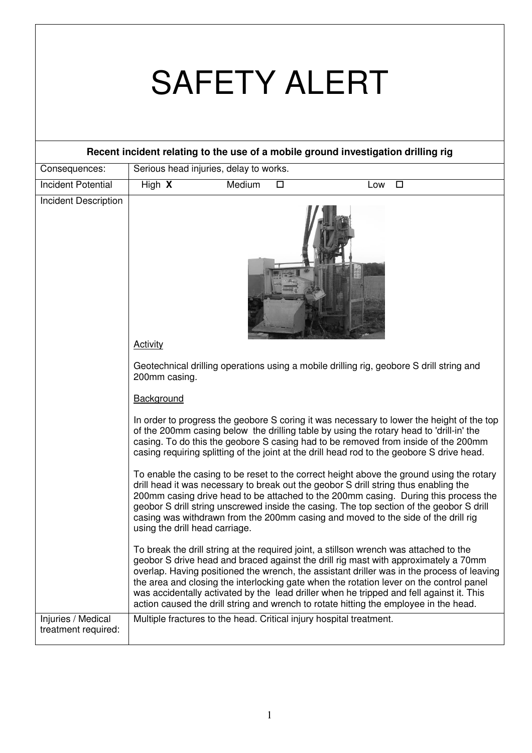# SAFETY ALERT

**Recent incident relating to the use of a mobile ground investigation drilling rig**

| | |
|---|---|
| Consequences: | Serious head injuries, delay to works. |
| Incident Potential | High **X** Medium ☐ Low ☐ |
| Incident Description | <u>Activity</u><br><br>Geotechnical drilling operations using a mobile drilling rig, geobore S drill string and 200mm casing.<br><br><u>Background</u><br><br>In order to progress the geobore S coring it was necessary to lower the height of the top of the 200mm casing below the drilling table by using the rotary head to 'drill-in' the casing. To do this the geobore S casing had to be removed from inside of the 200mm casing requiring splitting of the joint at the drill head rod to the geobore S drive head.<br><br>To enable the casing to be reset to the correct height above the ground using the rotary drill head it was necessary to break out the geobor S drill string thus enabling the 200mm casing drive head to be attached to the 200mm casing. During this process the geobor S drill string unscrewed inside the casing. The top section of the geobor S drill casing was withdrawn from the 200mm casing and moved to the side of the drill rig using the drill head carriage.<br><br>To break the drill string at the required joint, a stillson wrench was attached to the geobor S drive head and braced against the drill rig mast with approximately a 70mm overlap. Having positioned the wrench, the assistant driller was in the process of leaving the area and closing the interlocking gate when the rotation lever on the control panel was accidentally activated by the lead driller when he tripped and fell against it. This action caused the drill string and wrench to rotate hitting the employee in the head. |
| Injuries / Medical treatment required: | Multiple fractures to the head. Critical injury hospital treatment. |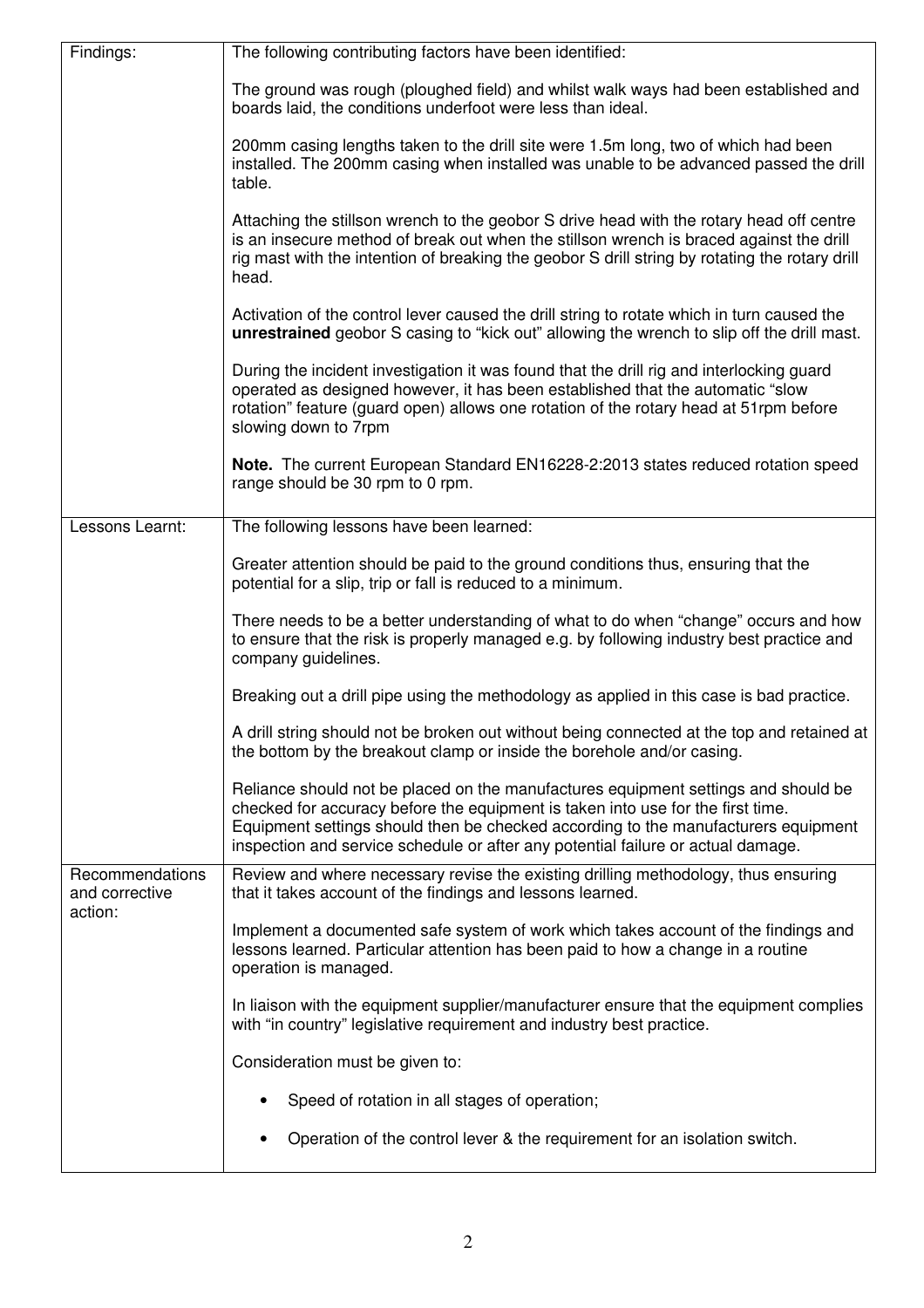| | |
|---|---|
| Findings: | The following contributing factors have been identified:<br><br>The ground was rough (ploughed field) and whilst walk ways had been established and boards laid, the conditions underfoot were less than ideal.<br><br>200mm casing lengths taken to the drill site were 1.5m long, two of which had been installed. The 200mm casing when installed was unable to be advanced passed the drill table.<br><br>Attaching the stillson wrench to the geobor S drive head with the rotary head off centre is an insecure method of break out when the stillson wrench is braced against the drill rig mast with the intention of breaking the geobor S drill string by rotating the rotary drill head.<br><br>Activation of the control lever caused the drill string to rotate which in turn caused the **unrestrained** geobor S casing to "kick out" allowing the wrench to slip off the drill mast.<br><br>During the incident investigation it was found that the drill rig and interlocking guard operated as designed however, it has been established that the automatic "slow rotation" feature (guard open) allows one rotation of the rotary head at 51rpm before slowing down to 7rpm<br><br>**Note.** The current European Standard EN16228-2:2013 states reduced rotation speed range should be 30 rpm to 0 rpm. |
| Lessons Learnt: | The following lessons have been learned:<br><br>Greater attention should be paid to the ground conditions thus, ensuring that the potential for a slip, trip or fall is reduced to a minimum.<br><br>There needs to be a better understanding of what to do when "change" occurs and how to ensure that the risk is properly managed e.g. by following industry best practice and company guidelines.<br><br>Breaking out a drill pipe using the methodology as applied in this case is bad practice.<br><br>A drill string should not be broken out without being connected at the top and retained at the bottom by the breakout clamp or inside the borehole and/or casing.<br><br>Reliance should not be placed on the manufactures equipment settings and should be checked for accuracy before the equipment is taken into use for the first time. Equipment settings should then be checked according to the manufacturers equipment inspection and service schedule or after any potential failure or actual damage. |
| Recommendations and corrective action: | Review and where necessary revise the existing drilling methodology, thus ensuring that it takes account of the findings and lessons learned.<br><br>Implement a documented safe system of work which takes account of the findings and lessons learned. Particular attention has been paid to how a change in a routine operation is managed.<br><br>In liaison with the equipment supplier/manufacturer ensure that the equipment complies with "in country" legislative requirement and industry best practice.<br><br>Consideration must be given to:<br><br>• Speed of rotation in all stages of operation;<br><br>• Operation of the control lever & the requirement for an isolation switch. |